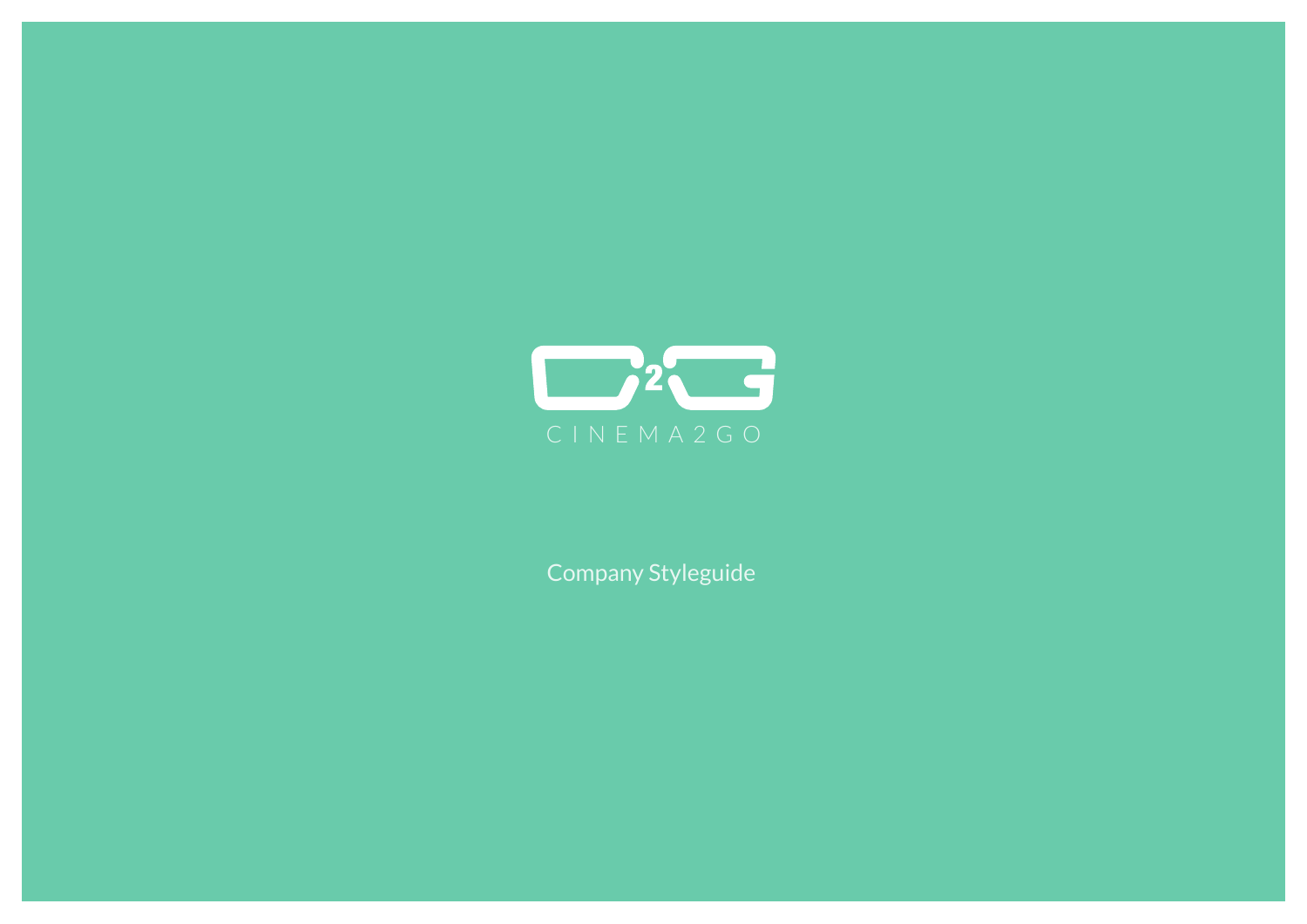CINEMA2GO

Company Styleguide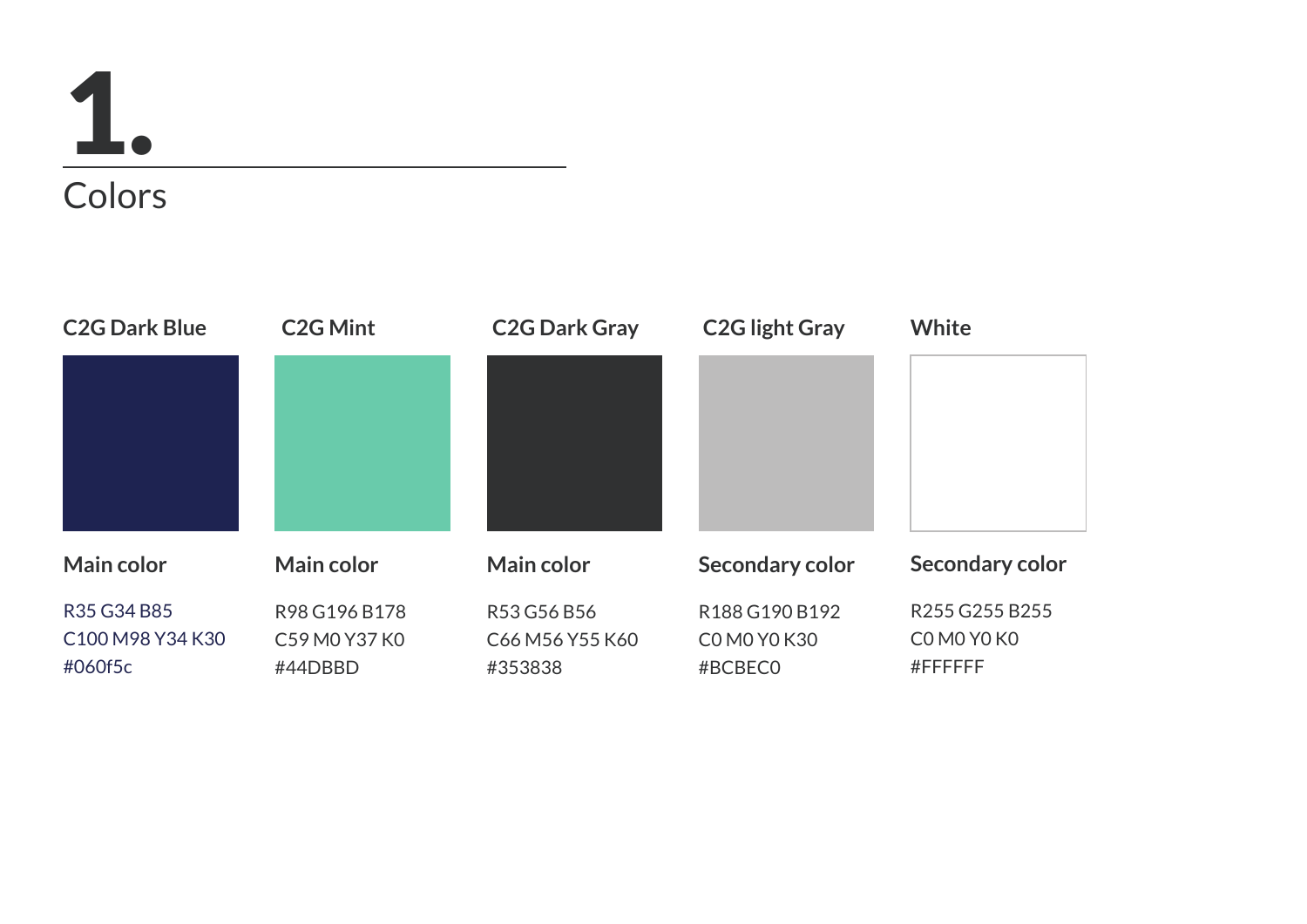# 1.

## Colors

### C2G Dark Blue

**Main color**

R35 G34 B85
C100 M98 Y34 K30
#060f5c

### C2G Mint

**Main color**

R98 G196 B178
C59 M0 Y37 K0
#44DBBD

### C2G Dark Gray

**Main color**

R53 G56 B56
C66 M56 Y55 K60
#353838

### C2G light Gray

**Secondary color**

R188 G190 B192
C0 M0 Y0 K30
#BCBEC0

### White

**Secondary color**

R255 G255 B255
C0 M0 Y0 K0
#FFFFFF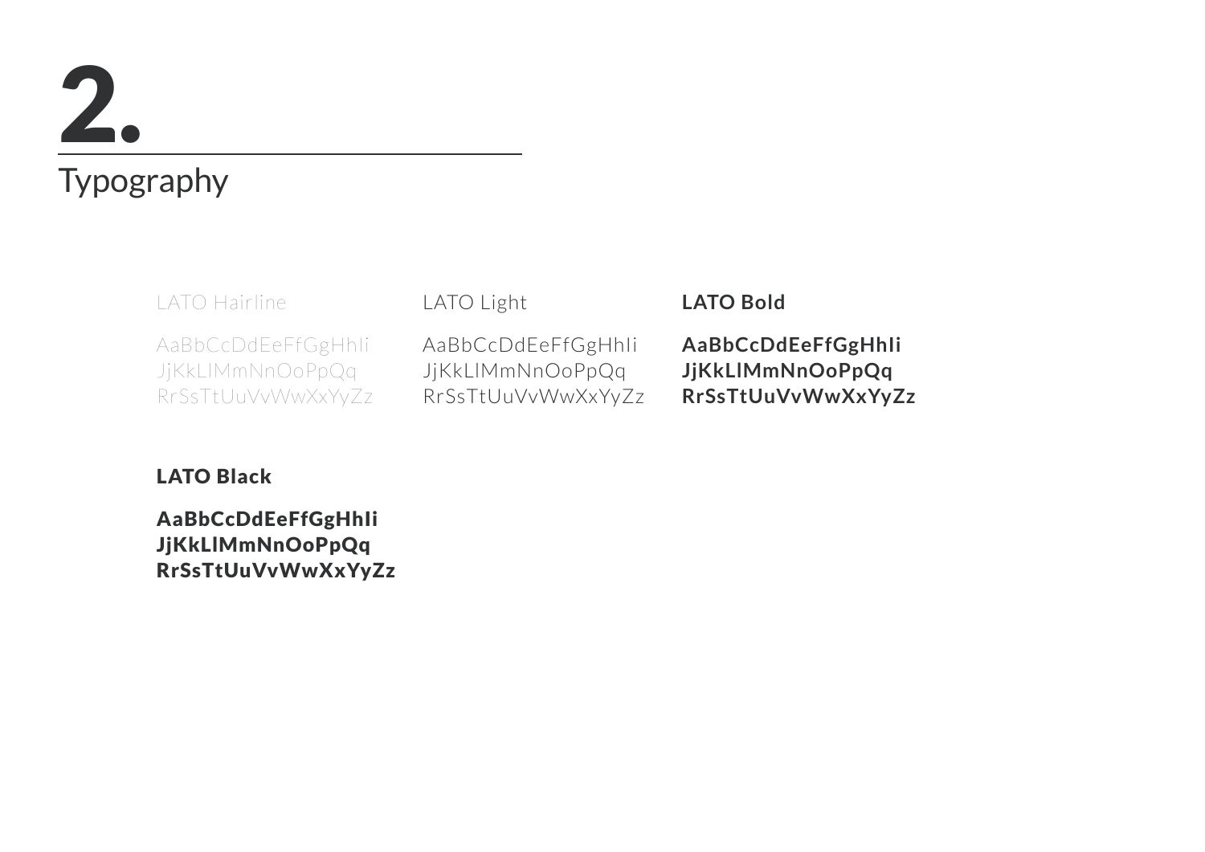# 2.

## Typography

LATO Hairline

AaBbCcDdEeFfGgHhIi
JjKkLlMmNnOoPpQq
RrSsTtUuVvWwXxYyZz

LATO Light

AaBbCcDdEeFfGgHhIi
JjKkLlMmNnOoPpQq
RrSsTtUuVvWwXxYyZz

**LATO Bold**

**AaBbCcDdEeFfGgHhIi**
**JjKkLlMmNnOoPpQq**
**RrSsTtUuVvWwXxYyZz**

**LATO Black**

**AaBbCcDdEeFfGgHhIi**
**JjKkLlMmNnOoPpQq**
**RrSsTtUuVvWwXxYyZz**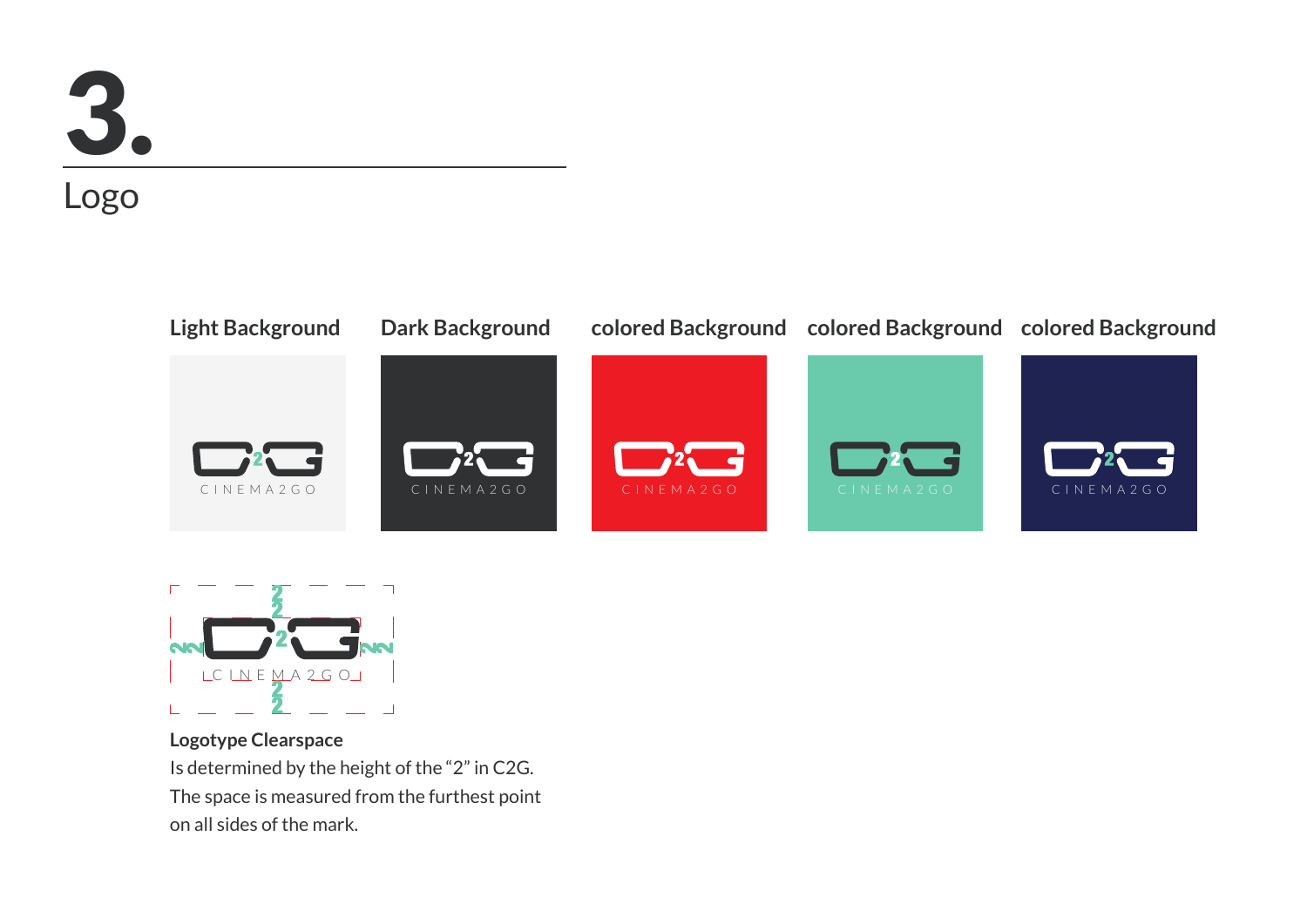# 3.

## Logo

**Light Background**

**Dark Background**

**colored Background**

**colored Background**

**colored Background**

**Logotype Clearspace**
Is determined by the height of the "2" in C2G. The space is measured from the furthest point on all sides of the mark.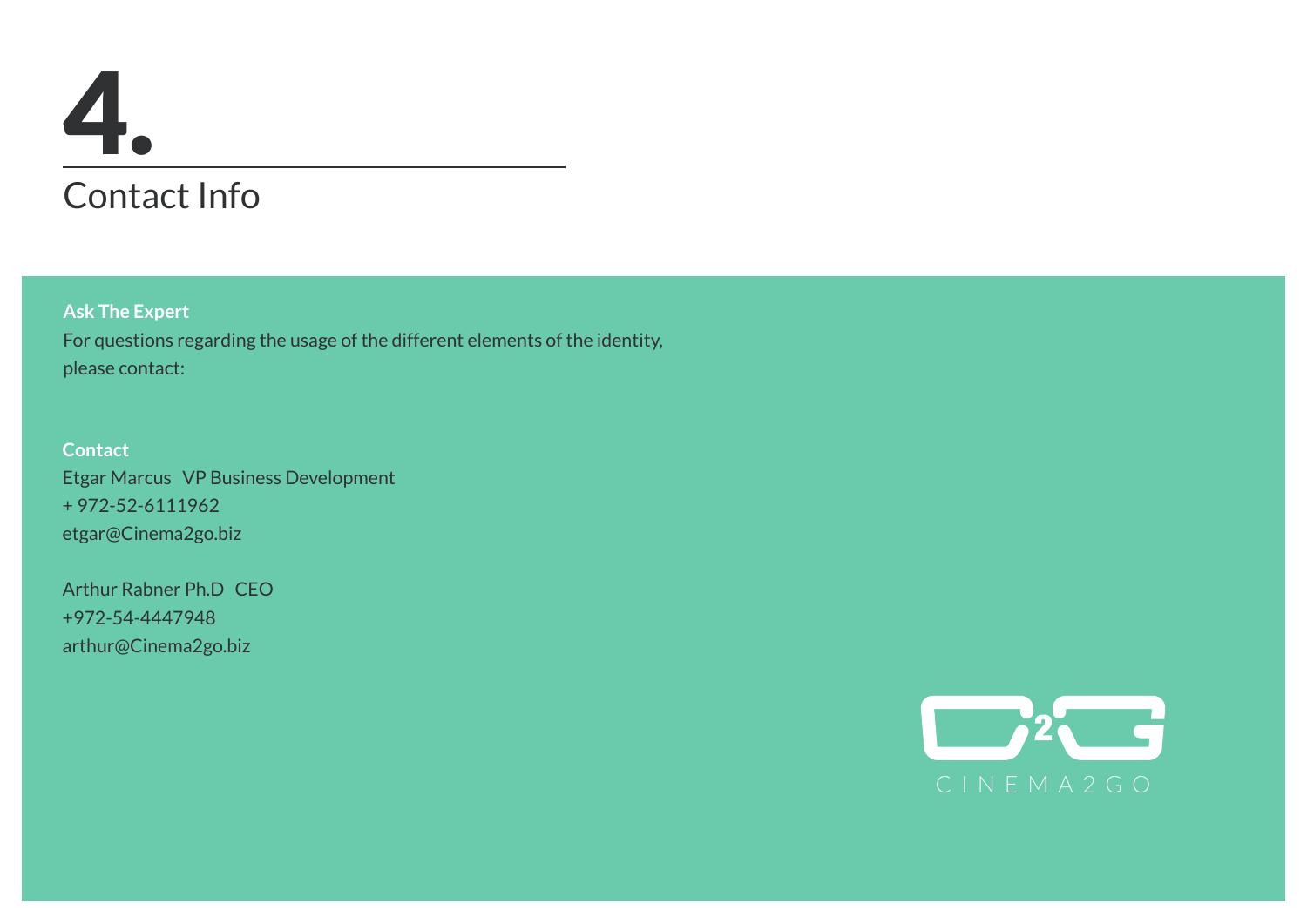# 4.

## Contact Info

**Ask The Expert**

For questions regarding the usage of the different elements of the identity, please contact:

**Contact**

Etgar Marcus VP Business Development
+ 972-52-6111962
etgar@Cinema2go.biz

Arthur Rabner Ph.D CEO
+972-54-4447948
arthur@Cinema2go.biz

CINEMA2GO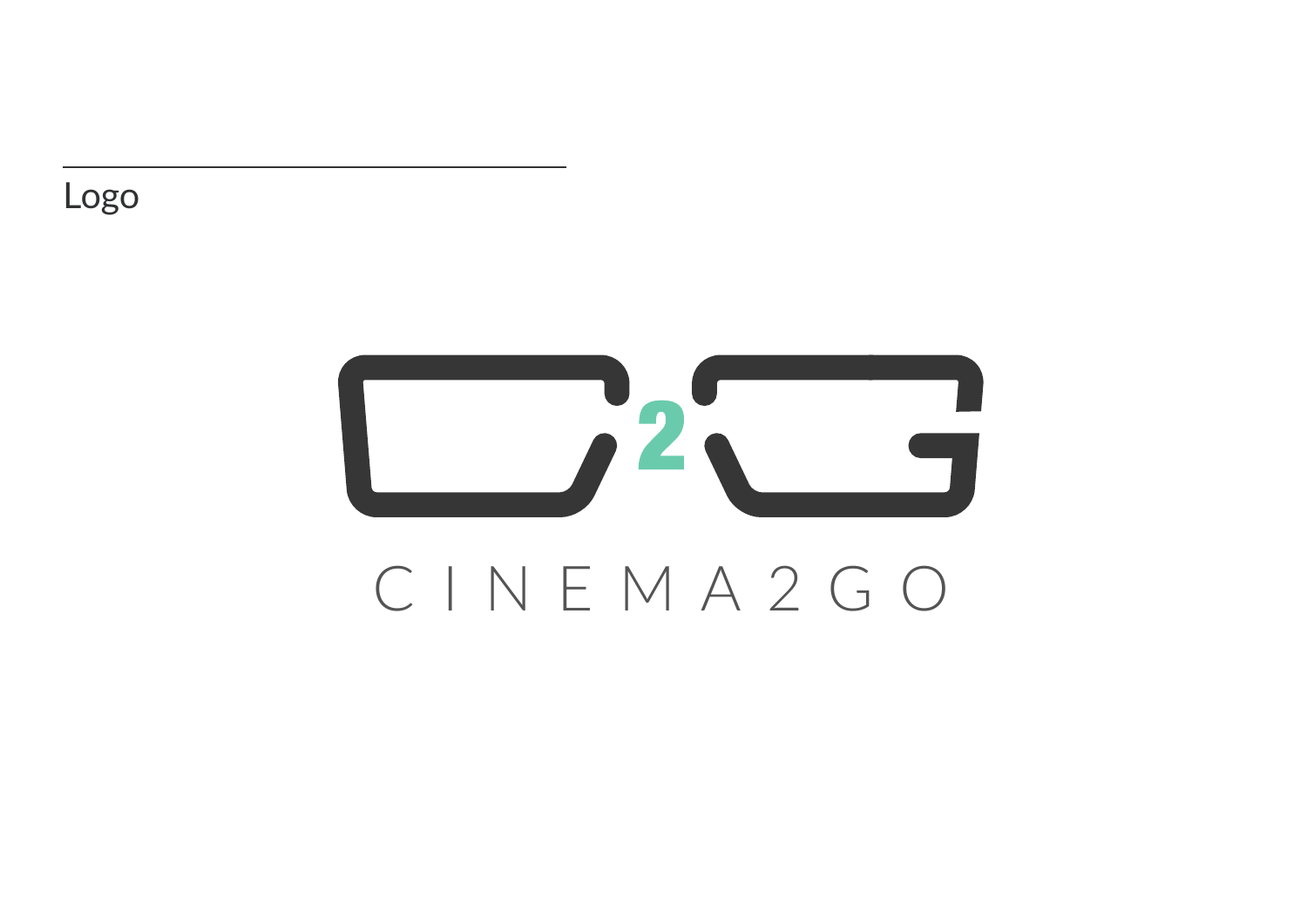## Logo

C I N E M A 2 G O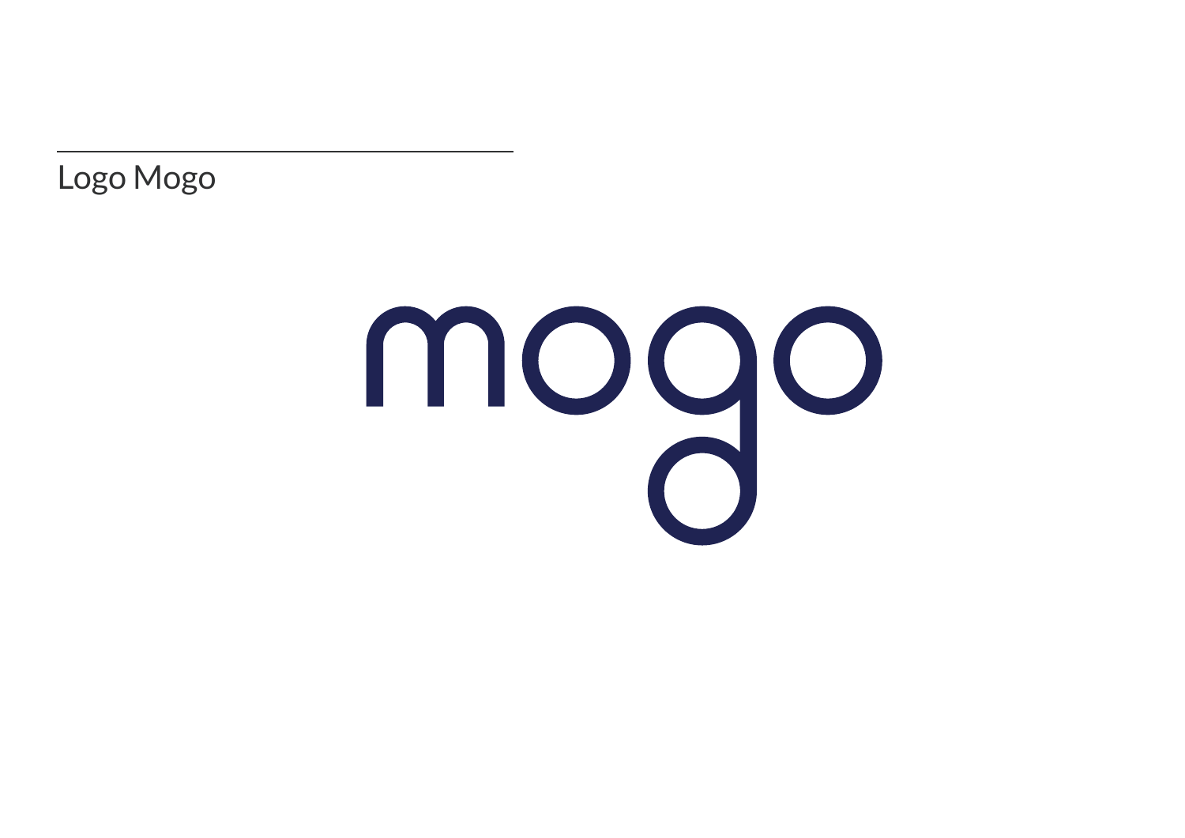Logo Mogo

mogo